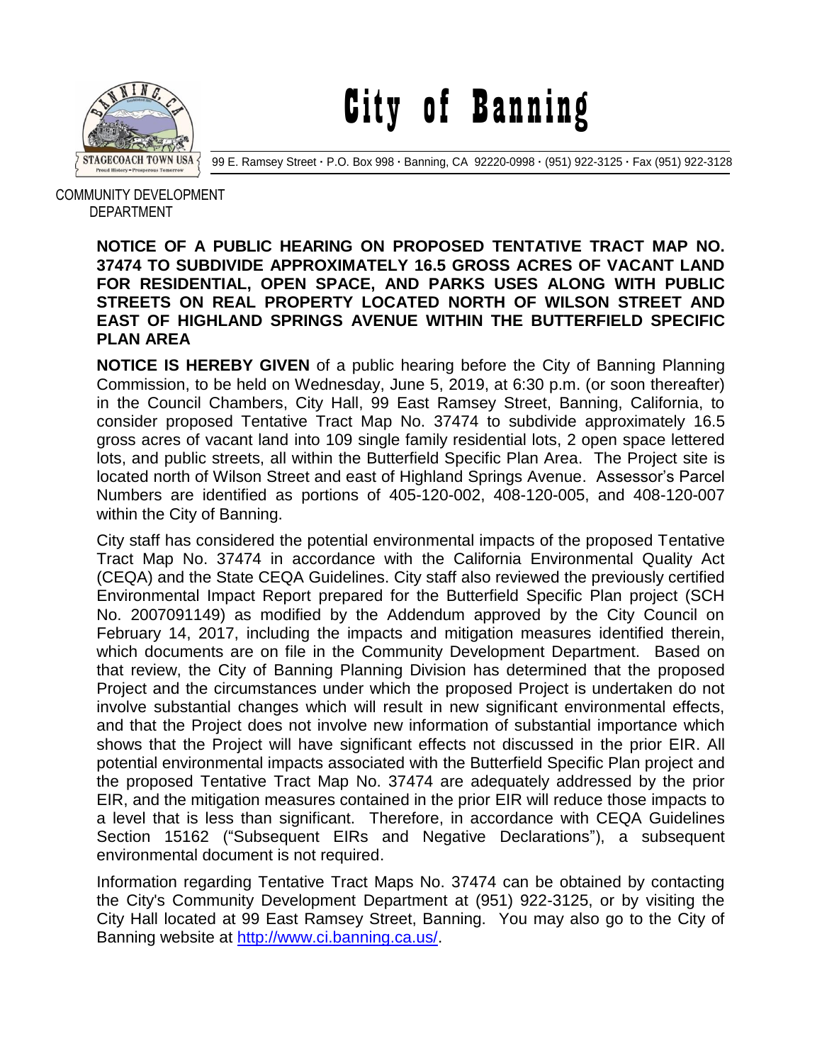# City of Banning

99 E. Ramsey Street · P.O. Box 998 · Banning, CA 92220-0998 · (951) 922-3125 · Fax (951) 922-3128

COMMUNITY DEVELOPMENT DEPARTMENT

**NOTICE OF A PUBLIC HEARING ON PROPOSED TENTATIVE TRACT MAP NO. 37474 TO SUBDIVIDE APPROXIMATELY 16.5 GROSS ACRES OF VACANT LAND FOR RESIDENTIAL, OPEN SPACE, AND PARKS USES ALONG WITH PUBLIC STREETS ON REAL PROPERTY LOCATED NORTH OF WILSON STREET AND EAST OF HIGHLAND SPRINGS AVENUE WITHIN THE BUTTERFIELD SPECIFIC PLAN AREA**

**NOTICE IS HEREBY GIVEN** of a public hearing before the City of Banning Planning Commission, to be held on Wednesday, June 5, 2019, at 6:30 p.m. (or soon thereafter) in the Council Chambers, City Hall, 99 East Ramsey Street, Banning, California, to consider proposed Tentative Tract Map No. 37474 to subdivide approximately 16.5 gross acres of vacant land into 109 single family residential lots, 2 open space lettered lots, and public streets, all within the Butterfield Specific Plan Area. The Project site is located north of Wilson Street and east of Highland Springs Avenue. Assessor's Parcel Numbers are identified as portions of 405-120-002, 408-120-005, and 408-120-007 within the City of Banning.

City staff has considered the potential environmental impacts of the proposed Tentative Tract Map No. 37474 in accordance with the California Environmental Quality Act (CEQA) and the State CEQA Guidelines. City staff also reviewed the previously certified Environmental Impact Report prepared for the Butterfield Specific Plan project (SCH No. 2007091149) as modified by the Addendum approved by the City Council on February 14, 2017, including the impacts and mitigation measures identified therein, which documents are on file in the Community Development Department. Based on that review, the City of Banning Planning Division has determined that the proposed Project and the circumstances under which the proposed Project is undertaken do not involve substantial changes which will result in new significant environmental effects, and that the Project does not involve new information of substantial importance which shows that the Project will have significant effects not discussed in the prior EIR. All potential environmental impacts associated with the Butterfield Specific Plan project and the proposed Tentative Tract Map No. 37474 are adequately addressed by the prior EIR, and the mitigation measures contained in the prior EIR will reduce those impacts to a level that is less than significant. Therefore, in accordance with CEQA Guidelines Section 15162 ("Subsequent EIRs and Negative Declarations"), a subsequent environmental document is not required.

Information regarding Tentative Tract Maps No. 37474 can be obtained by contacting the City's Community Development Department at (951) 922-3125, or by visiting the City Hall located at 99 East Ramsey Street, Banning. You may also go to the City of Banning website at [http://www.ci.banning.ca.us/](http://www.ci.banning.ca.us/).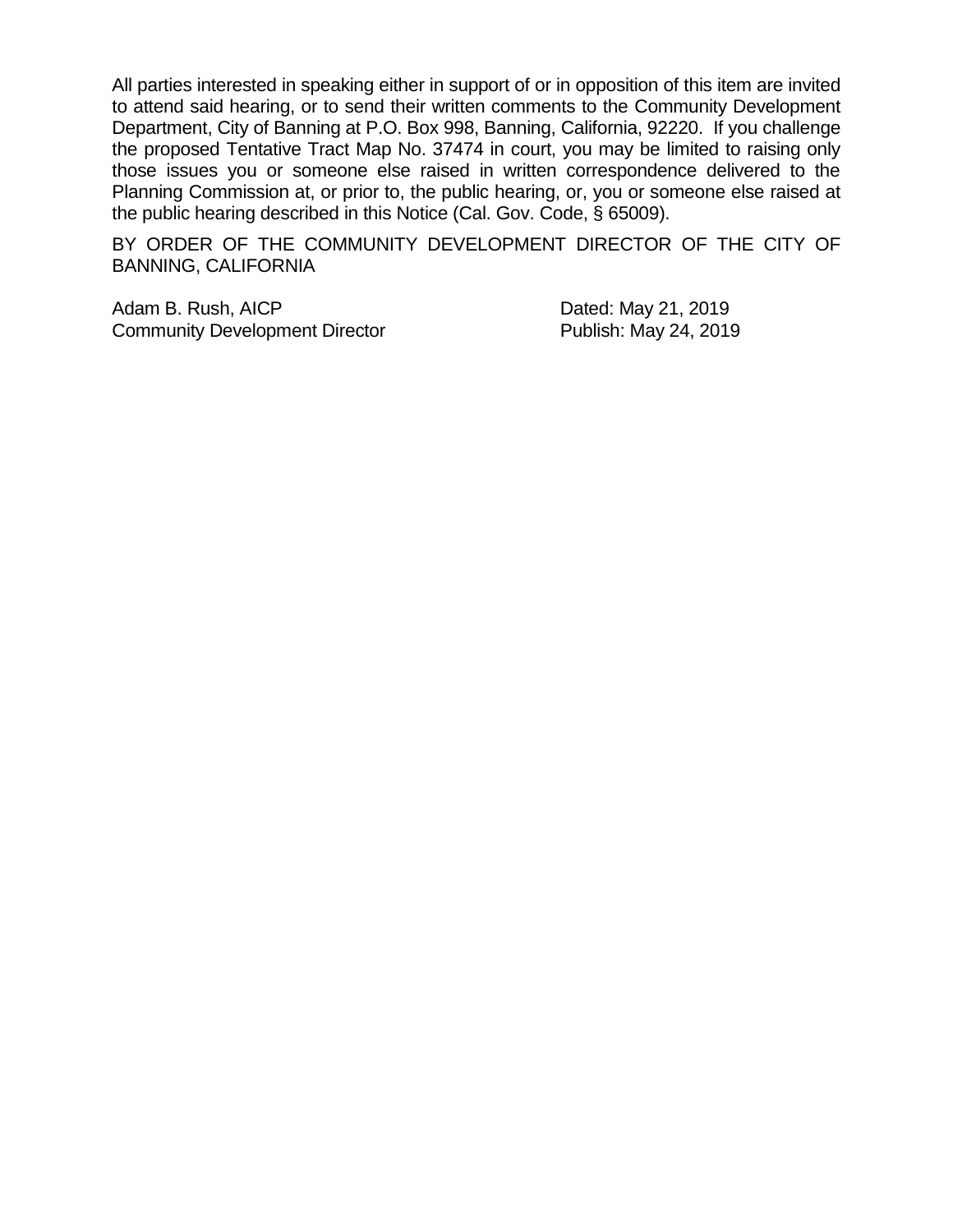All parties interested in speaking either in support of or in opposition of this item are invited to attend said hearing, or to send their written comments to the Community Development Department, City of Banning at P.O. Box 998, Banning, California, 92220. If you challenge the proposed Tentative Tract Map No. 37474 in court, you may be limited to raising only those issues you or someone else raised in written correspondence delivered to the Planning Commission at, or prior to, the public hearing, or, you or someone else raised at the public hearing described in this Notice (Cal. Gov. Code, § 65009).

BY ORDER OF THE COMMUNITY DEVELOPMENT DIRECTOR OF THE CITY OF BANNING, CALIFORNIA

Adam B. Rush, AICP
Community Development Director

Dated: May 21, 2019
Publish: May 24, 2019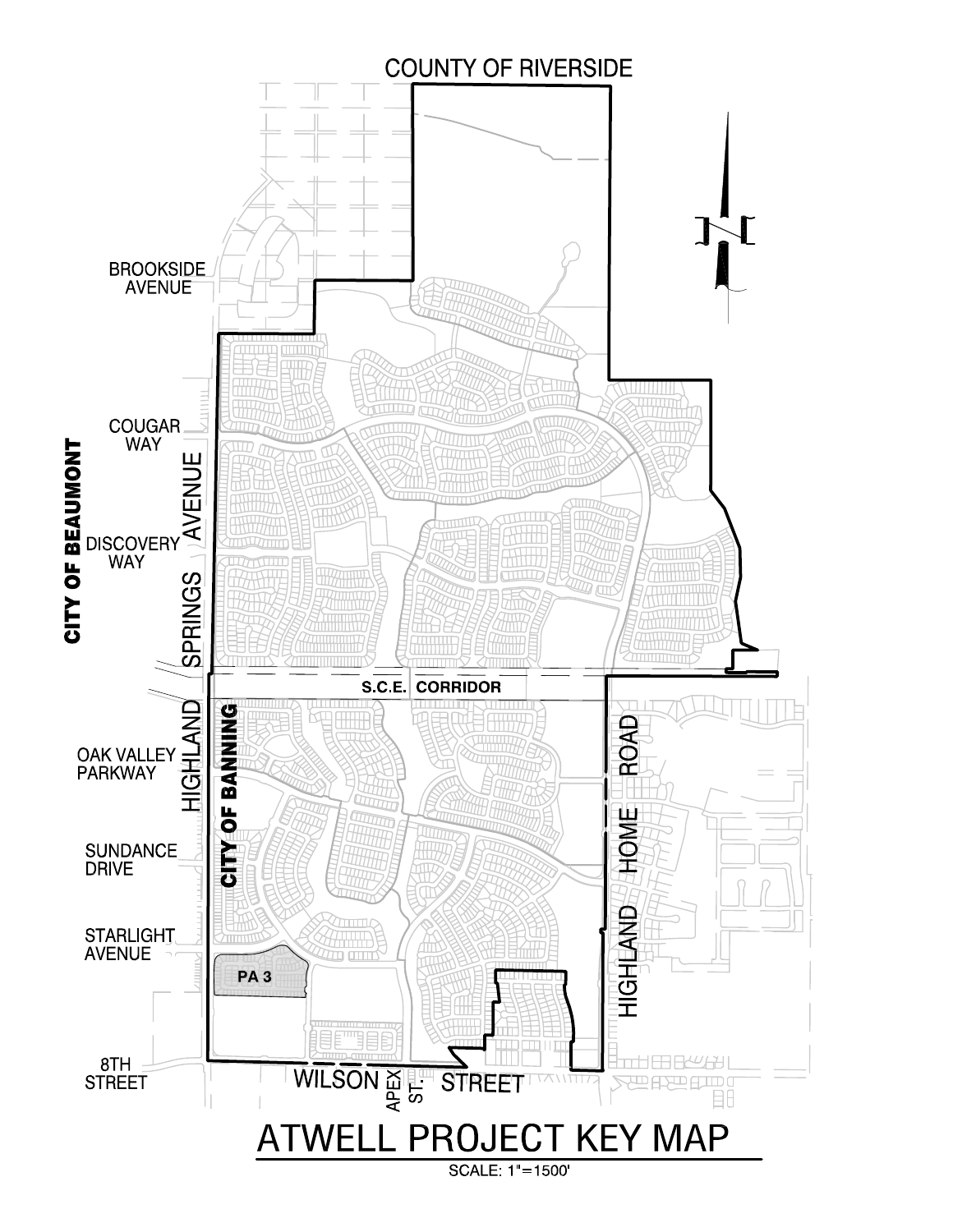COUNTY OF RIVERSIDE

BROOKSIDE AVENUE

COUGAR WAY

DISCOVERY WAY

CITY OF BEAUMONT

HIGHLAND SPRINGS AVENUE

S.C.E. CORRIDOR

OAK VALLEY PARKWAY

SUNDANCE DRIVE

STARLIGHT AVENUE

8TH STREET

CITY OF BANNING

PA 3

WILSON STREET

APEX ST.

HIGHLAND HOME ROAD

# ATWELL PROJECT KEY MAP

SCALE: 1"=1500'